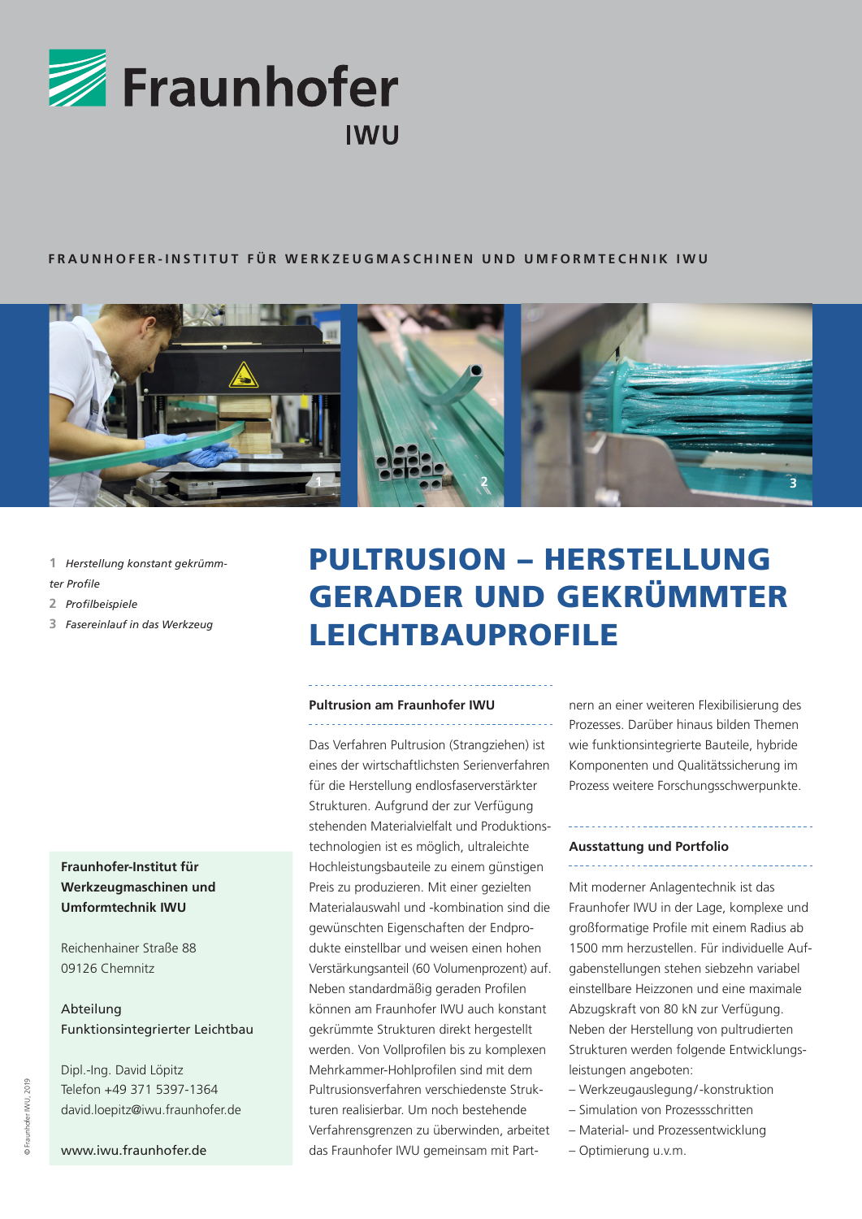Fraunhofer IWU

FRAUNHOFER-INSTITUT FÜR WERKZEUGMASCHINEN UND UMFORMTECHNIK IWU

**1** *Herstellung konstant gekrümmter Profile*
**2** *Profilbeispiele*
**3** *Fasereinlauf in das Werkzeug*

# PULTRUSION – HERSTELLUNG GERADER UND GEKRÜMMTER LEICHTBAUPROFILE

## Pultrusion am Fraunhofer IWU

Das Verfahren Pultrusion (Strangziehen) ist eines der wirtschaftlichsten Serienverfahren für die Herstellung endlosfaserverstärkter Strukturen. Aufgrund der zur Verfügung stehenden Materialvielfalt und Produktionstechnologien ist es möglich, ultraleichte Hochleistungsbauteile zu einem günstigen Preis zu produzieren. Mit einer gezielten Materialauswahl und -kombination sind die gewünschten Eigenschaften der Endprodukte einstellbar und weisen einen hohen Verstärkungsanteil (60 Volumenprozent) auf. Neben standardmäßig geraden Profilen können am Fraunhofer IWU auch konstant gekrümmte Strukturen direkt hergestellt werden. Von Vollprofilen bis zu komplexen Mehrkammer-Hohlprofilen sind mit dem Pultrusionsverfahren verschiedenste Strukturen realisierbar. Um noch bestehende Verfahrensgrenzen zu überwinden, arbeitet das Fraunhofer IWU gemeinsam mit Partnern an einer weiteren Flexibilisierung des Prozesses. Darüber hinaus bilden Themen wie funktionsintegrierte Bauteile, hybride Komponenten und Qualitätssicherung im Prozess weitere Forschungsschwerpunkte.

## Ausstattung und Portfolio

Mit moderner Anlagentechnik ist das Fraunhofer IWU in der Lage, komplexe und großformatige Profile mit einem Radius ab 1500 mm herzustellen. Für individuelle Aufgabenstellungen stehen siebzehn variabel einstellbare Heizzonen und eine maximale Abzugskraft von 80 kN zur Verfügung. Neben der Herstellung von pultrudierten Strukturen werden folgende Entwicklungsleistungen angeboten:

- Werkzeugauslegung/-konstruktion
- Simulation von Prozessschritten
- Material- und Prozessentwicklung
- Optimierung u.v.m.

**Fraunhofer-Institut für Werkzeugmaschinen und Umformtechnik IWU**

Reichenhainer Straße 88
09126 Chemnitz

Abteilung
Funktionsintegrierter Leichtbau

Dipl.-Ing. David Löpitz
Telefon +49 371 5397-1364
david.loepitz@iwu.fraunhofer.de

www.iwu.fraunhofer.de

© Fraunhofer IWU, 2019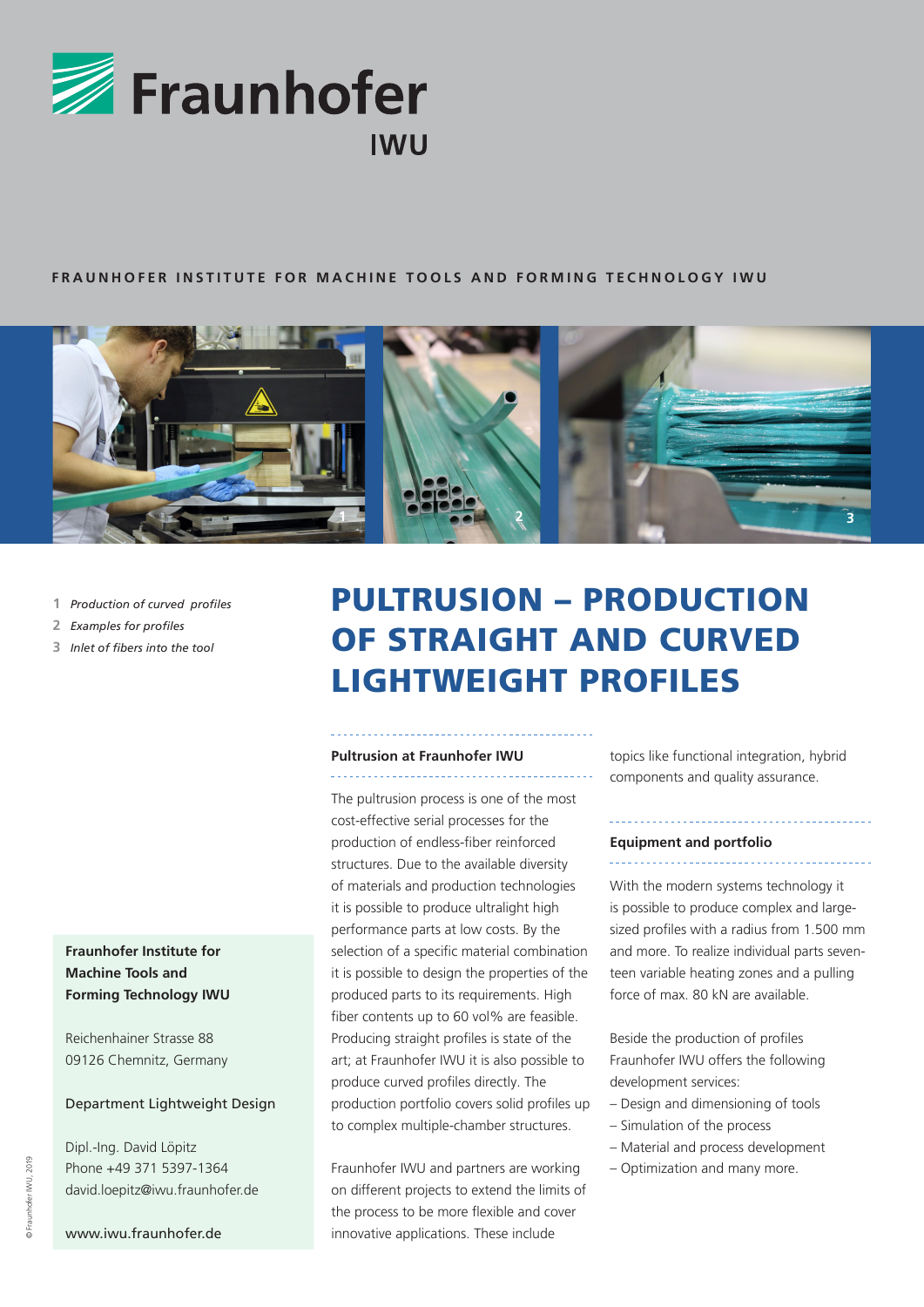Fraunhofer

IWU

FRAUNHOFER INSTITUTE FOR MACHINE TOOLS AND FORMING TECHNOLOGY IWU

1 *Production of curved profiles*
2 *Examples for profiles*
3 *Inlet of fibers into the tool*

# PULTRUSION – PRODUCTION OF STRAIGHT AND CURVED LIGHTWEIGHT PROFILES

### Pultrusion at Fraunhofer IWU

The pultrusion process is one of the most cost-effective serial processes for the production of endless-fiber reinforced structures. Due to the available diversity of materials and production technologies it is possible to produce ultralight high performance parts at low costs. By the selection of a specific material combination it is possible to design the properties of the produced parts to its requirements. High fiber contents up to 60 vol% are feasible. Producing straight profiles is state of the art; at Fraunhofer IWU it is also possible to produce curved profiles directly. The production portfolio covers solid profiles up to complex multiple-chamber structures.

Fraunhofer IWU and partners are working on different projects to extend the limits of the process to be more flexible and cover innovative applications. These include topics like functional integration, hybrid components and quality assurance.

### Equipment and portfolio

With the modern systems technology it is possible to produce complex and large-sized profiles with a radius from 1.500 mm and more. To realize individual parts seventeen variable heating zones and a pulling force of max. 80 kN are available.

Beside the production of profiles Fraunhofer IWU offers the following development services:

- Design and dimensioning of tools
- Simulation of the process
- Material and process development
- Optimization and many more.

**Fraunhofer Institute for Machine Tools and Forming Technology IWU**

Reichenhainer Strasse 88
09126 Chemnitz, Germany

Department Lightweight Design

Dipl.-Ing. David Löpitz
Phone +49 371 5397-1364
david.loepitz@iwu.fraunhofer.de

www.iwu.fraunhofer.de

© Fraunhofer IWU, 2019